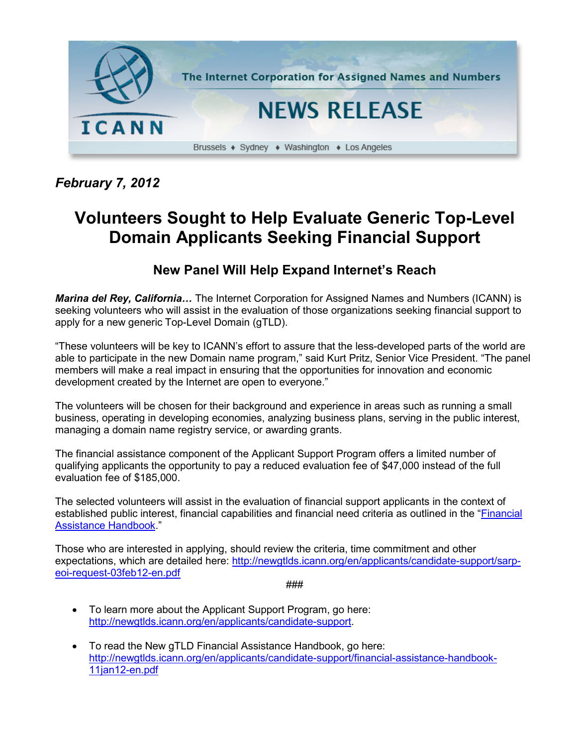ICANN

The Internet Corporation for Assigned Names and Numbers

NEWS RELEASE

Brussels ♦ Sydney ♦ Washington ♦ Los Angeles

***February 7, 2012***

# Volunteers Sought to Help Evaluate Generic Top-Level Domain Applicants Seeking Financial Support

## New Panel Will Help Expand Internet's Reach

***Marina del Rey, California…*** The Internet Corporation for Assigned Names and Numbers (ICANN) is seeking volunteers who will assist in the evaluation of those organizations seeking financial support to apply for a new generic Top-Level Domain (gTLD).

"These volunteers will be key to ICANN's effort to assure that the less-developed parts of the world are able to participate in the new Domain name program," said Kurt Pritz, Senior Vice President. "The panel members will make a real impact in ensuring that the opportunities for innovation and economic development created by the Internet are open to everyone."

The volunteers will be chosen for their background and experience in areas such as running a small business, operating in developing economies, analyzing business plans, serving in the public interest, managing a domain name registry service, or awarding grants.

The financial assistance component of the Applicant Support Program offers a limited number of qualifying applicants the opportunity to pay a reduced evaluation fee of $47,000 instead of the full evaluation fee of $185,000.

The selected volunteers will assist in the evaluation of financial support applicants in the context of established public interest, financial capabilities and financial need criteria as outlined in the "Financial Assistance Handbook."

Those who are interested in applying, should review the criteria, time commitment and other expectations, which are detailed here: http://newgtlds.icann.org/en/applicants/candidate-support/sarp-eoi-request-03feb12-en.pdf

###

- To learn more about the Applicant Support Program, go here: http://newgtlds.icann.org/en/applicants/candidate-support.
- To read the New gTLD Financial Assistance Handbook, go here: http://newgtlds.icann.org/en/applicants/candidate-support/financial-assistance-handbook-11jan12-en.pdf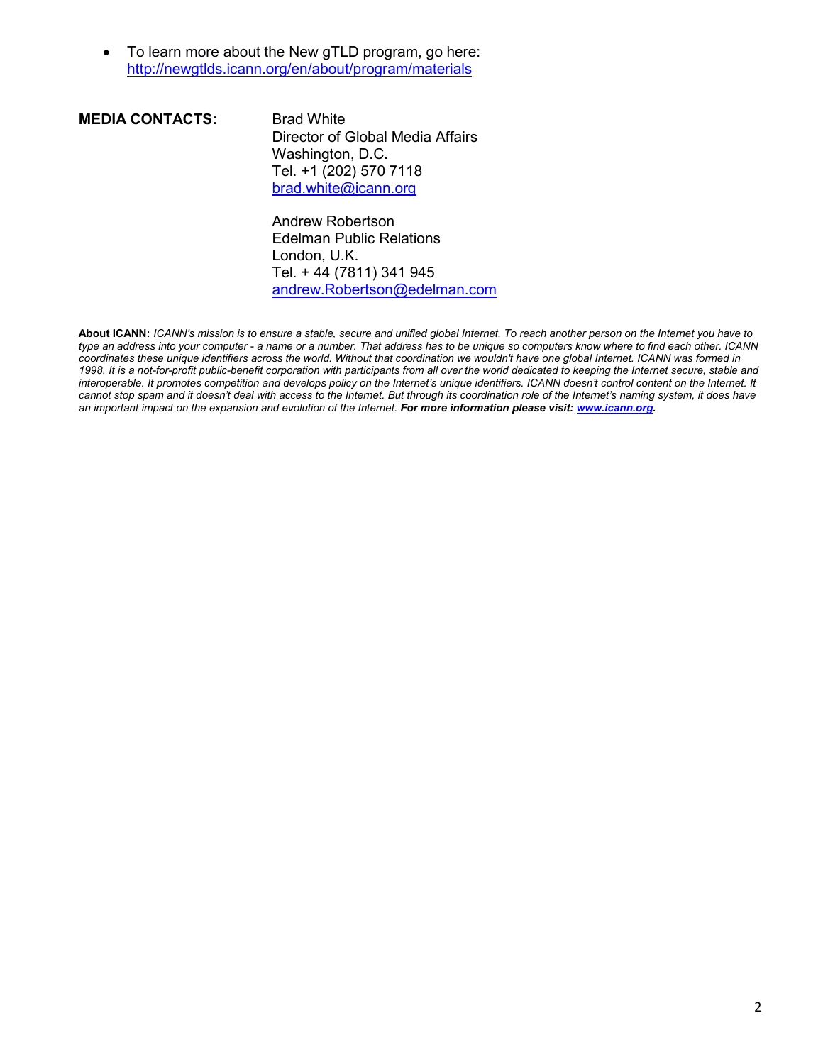- To learn more about the New gTLD program, go here: http://newgtlds.icann.org/en/about/program/materials

**MEDIA CONTACTS:**

Brad White
Director of Global Media Affairs
Washington, D.C.
Tel. +1 (202) 570 7118
brad.white@icann.org

Andrew Robertson
Edelman Public Relations
London, U.K.
Tel. + 44 (7811) 341 945
andrew.Robertson@edelman.com

**About ICANN:** *ICANN's mission is to ensure a stable, secure and unified global Internet. To reach another person on the Internet you have to type an address into your computer - a name or a number. That address has to be unique so computers know where to find each other. ICANN coordinates these unique identifiers across the world. Without that coordination we wouldn't have one global Internet. ICANN was formed in 1998. It is a not-for-profit public-benefit corporation with participants from all over the world dedicated to keeping the Internet secure, stable and interoperable. It promotes competition and develops policy on the Internet's unique identifiers. ICANN doesn't control content on the Internet. It cannot stop spam and it doesn't deal with access to the Internet. But through its coordination role of the Internet's naming system, it does have an important impact on the expansion and evolution of the Internet.* ***For more information please visit: www.icann.org.***